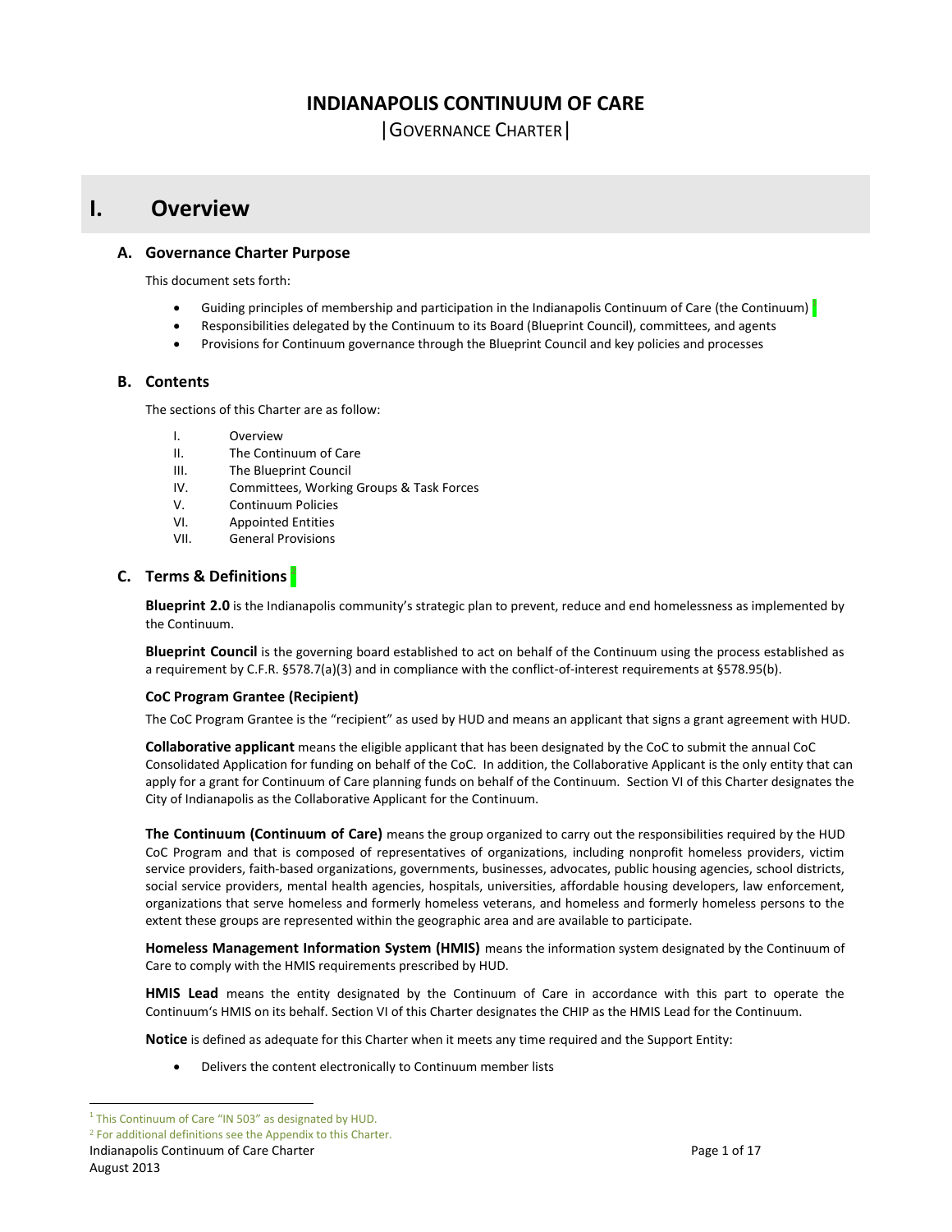# INDIANAPOLIS CONTINUUM OF CARE

|GOVERNANCE CHARTER|

## I. Overview

### A. Governance Charter Purpose

This document sets forth:

- Guiding principles of membership and participation in the Indianapolis Continuum of Care (the Continuum)[1]
- Responsibilities delegated by the Continuum to its Board (Blueprint Council), committees, and agents
- Provisions for Continuum governance through the Blueprint Council and key policies and processes

### B. Contents

The sections of this Charter are as follow:

I. Overview
II. The Continuum of Care
III. The Blueprint Council
IV. Committees, Working Groups & Task Forces
V. Continuum Policies
VI. Appointed Entities
VII. General Provisions

### C. Terms & Definitions[2]

**Blueprint 2.0** is the Indianapolis community's strategic plan to prevent, reduce and end homelessness as implemented by the Continuum.

**Blueprint Council** is the governing board established to act on behalf of the Continuum using the process established as a requirement by C.F.R. §578.7(a)(3) and in compliance with the conflict-of-interest requirements at §578.95(b).

**CoC Program Grantee (Recipient)**

The CoC Program Grantee is the "recipient" as used by HUD and means an applicant that signs a grant agreement with HUD.

**Collaborative applicant** means the eligible applicant that has been designated by the CoC to submit the annual CoC Consolidated Application for funding on behalf of the CoC. In addition, the Collaborative Applicant is the only entity that can apply for a grant for Continuum of Care planning funds on behalf of the Continuum. Section VI of this Charter designates the City of Indianapolis as the Collaborative Applicant for the Continuum.

**The Continuum (Continuum of Care)** means the group organized to carry out the responsibilities required by the HUD CoC Program and that is composed of representatives of organizations, including nonprofit homeless providers, victim service providers, faith-based organizations, governments, businesses, advocates, public housing agencies, school districts, social service providers, mental health agencies, hospitals, universities, affordable housing developers, law enforcement, organizations that serve homeless and formerly homeless veterans, and homeless and formerly homeless persons to the extent these groups are represented within the geographic area and are available to participate.

**Homeless Management Information System (HMIS)** means the information system designated by the Continuum of Care to comply with the HMIS requirements prescribed by HUD.

**HMIS Lead** means the entity designated by the Continuum of Care in accordance with this part to operate the Continuum's HMIS on its behalf. Section VI of this Charter designates the CHIP as the HMIS Lead for the Continuum.

**Notice** is defined as adequate for this Charter when it meets any time required and the Support Entity:

- Delivers the content electronically to Continuum member lists

[1] This Continuum of Care "IN 503" as designated by HUD.

[2] For additional definitions see the Appendix to this Charter.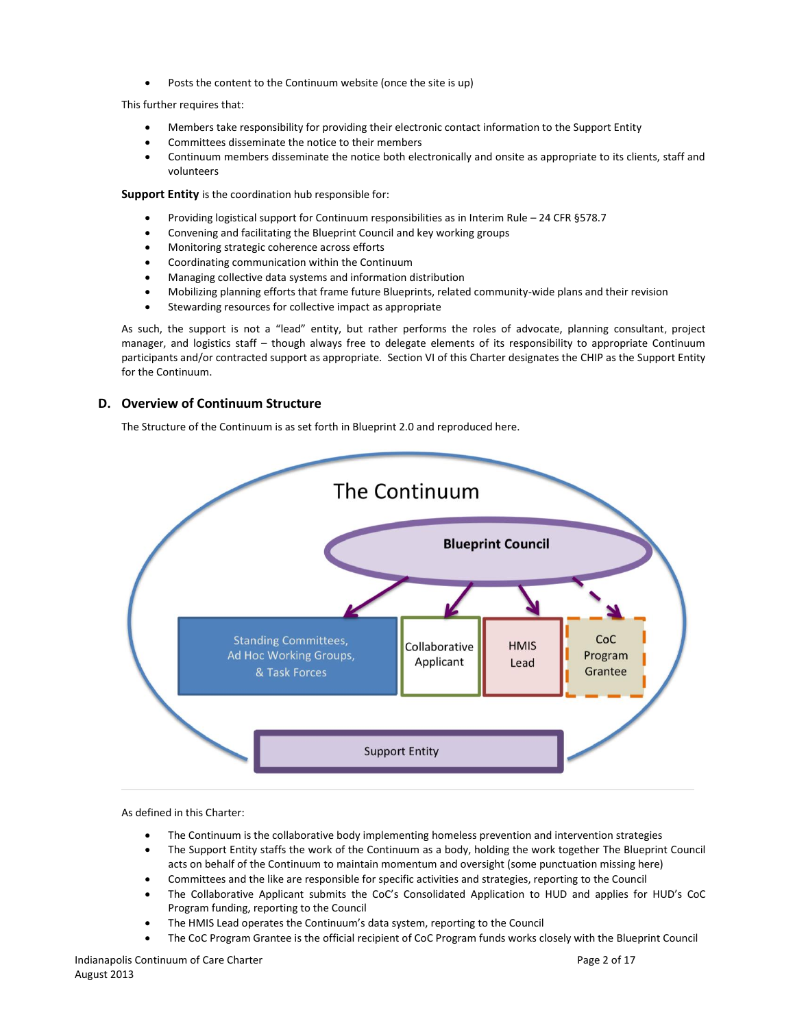- Posts the content to the Continuum website (once the site is up)

This further requires that:

- Members take responsibility for providing their electronic contact information to the Support Entity
- Committees disseminate the notice to their members
- Continuum members disseminate the notice both electronically and onsite as appropriate to its clients, staff and volunteers

**Support Entity** is the coordination hub responsible for:

- Providing logistical support for Continuum responsibilities as in Interim Rule – 24 CFR §578.7
- Convening and facilitating the Blueprint Council and key working groups
- Monitoring strategic coherence across efforts
- Coordinating communication within the Continuum
- Managing collective data systems and information distribution
- Mobilizing planning efforts that frame future Blueprints, related community-wide plans and their revision
- Stewarding resources for collective impact as appropriate

As such, the support is not a "lead" entity, but rather performs the roles of advocate, planning consultant, project manager, and logistics staff – though always free to delegate elements of its responsibility to appropriate Continuum participants and/or contracted support as appropriate. Section VI of this Charter designates the CHIP as the Support Entity for the Continuum.

## D. Overview of Continuum Structure

The Structure of the Continuum is as set forth in Blueprint 2.0 and reproduced here.

The Continuum

Blueprint Council

Standing Committees, Ad Hoc Working Groups, & Task Forces | Collaborative Applicant | HMIS Lead | CoC Program Grantee

Support Entity

As defined in this Charter:

- The Continuum is the collaborative body implementing homeless prevention and intervention strategies
- The Support Entity staffs the work of the Continuum as a body, holding the work together The Blueprint Council acts on behalf of the Continuum to maintain momentum and oversight (some punctuation missing here)
- Committees and the like are responsible for specific activities and strategies, reporting to the Council
- The Collaborative Applicant submits the CoC's Consolidated Application to HUD and applies for HUD's CoC Program funding, reporting to the Council
- The HMIS Lead operates the Continuum's data system, reporting to the Council
- The CoC Program Grantee is the official recipient of CoC Program funds works closely with the Blueprint Council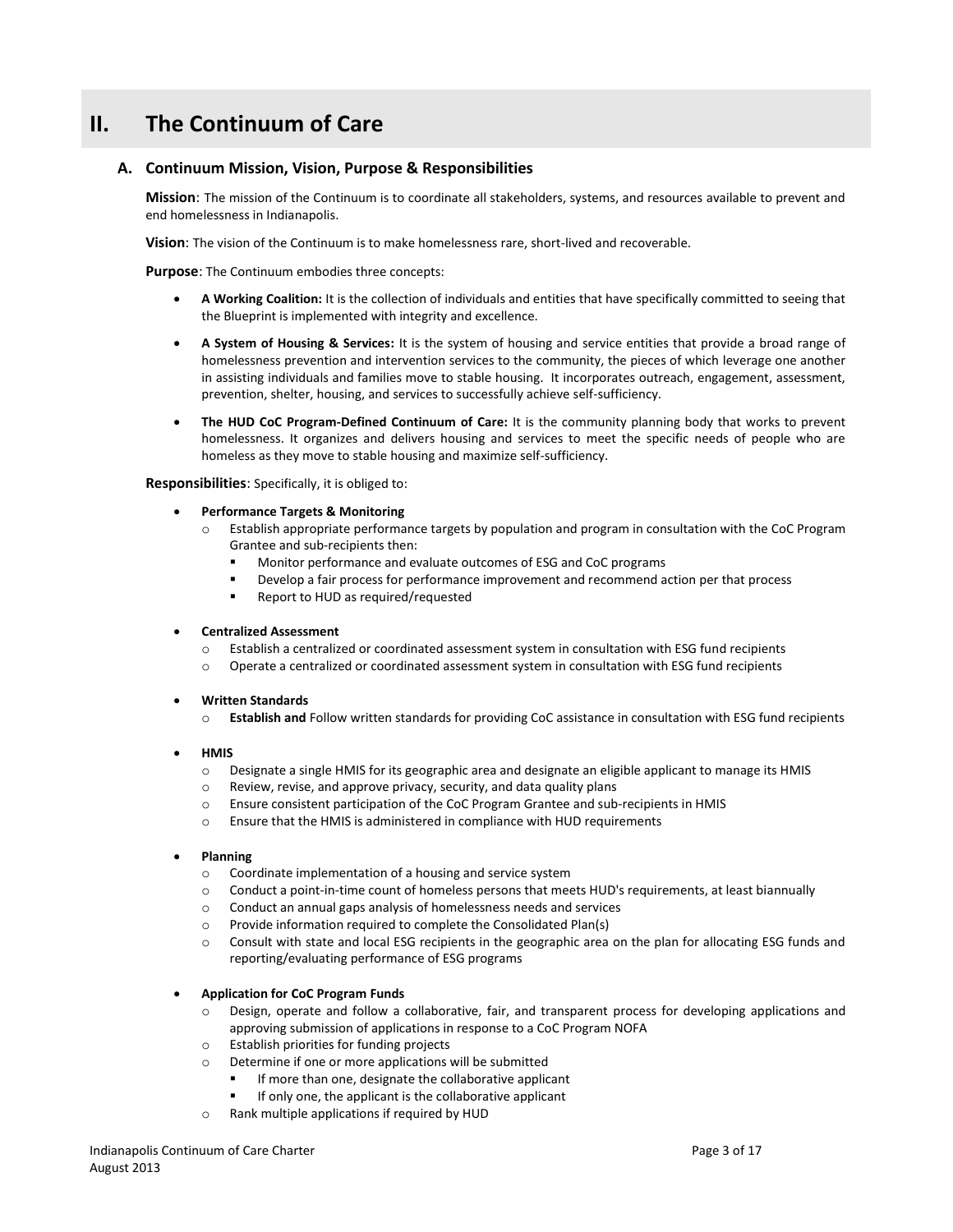# II. The Continuum of Care

## A. Continuum Mission, Vision, Purpose & Responsibilities

**Mission**: The mission of the Continuum is to coordinate all stakeholders, systems, and resources available to prevent and end homelessness in Indianapolis.

**Vision**: The vision of the Continuum is to make homelessness rare, short-lived and recoverable.

**Purpose**: The Continuum embodies three concepts:

- **A Working Coalition:** It is the collection of individuals and entities that have specifically committed to seeing that the Blueprint is implemented with integrity and excellence.
- **A System of Housing & Services:** It is the system of housing and service entities that provide a broad range of homelessness prevention and intervention services to the community, the pieces of which leverage one another in assisting individuals and families move to stable housing. It incorporates outreach, engagement, assessment, prevention, shelter, housing, and services to successfully achieve self-sufficiency.
- **The HUD CoC Program-Defined Continuum of Care:** It is the community planning body that works to prevent homelessness. It organizes and delivers housing and services to meet the specific needs of people who are homeless as they move to stable housing and maximize self-sufficiency.

**Responsibilities**: Specifically, it is obliged to:

- **Performance Targets & Monitoring**
  - Establish appropriate performance targets by population and program in consultation with the CoC Program Grantee and sub-recipients then:
    - Monitor performance and evaluate outcomes of ESG and CoC programs
    - Develop a fair process for performance improvement and recommend action per that process
    - Report to HUD as required/requested
- **Centralized Assessment**
  - Establish a centralized or coordinated assessment system in consultation with ESG fund recipients
  - Operate a centralized or coordinated assessment system in consultation with ESG fund recipients
- **Written Standards**
  - **Establish and** Follow written standards for providing CoC assistance in consultation with ESG fund recipients
- **HMIS**
  - Designate a single HMIS for its geographic area and designate an eligible applicant to manage its HMIS
  - Review, revise, and approve privacy, security, and data quality plans
  - Ensure consistent participation of the CoC Program Grantee and sub-recipients in HMIS
  - Ensure that the HMIS is administered in compliance with HUD requirements
- **Planning**
  - Coordinate implementation of a housing and service system
  - Conduct a point-in-time count of homeless persons that meets HUD's requirements, at least biannually
  - Conduct an annual gaps analysis of homelessness needs and services
  - Provide information required to complete the Consolidated Plan(s)
  - Consult with state and local ESG recipients in the geographic area on the plan for allocating ESG funds and reporting/evaluating performance of ESG programs
- **Application for CoC Program Funds**
  - Design, operate and follow a collaborative, fair, and transparent process for developing applications and approving submission of applications in response to a CoC Program NOFA
  - Establish priorities for funding projects
  - Determine if one or more applications will be submitted
    - If more than one, designate the collaborative applicant
    - If only one, the applicant is the collaborative applicant
  - Rank multiple applications if required by HUD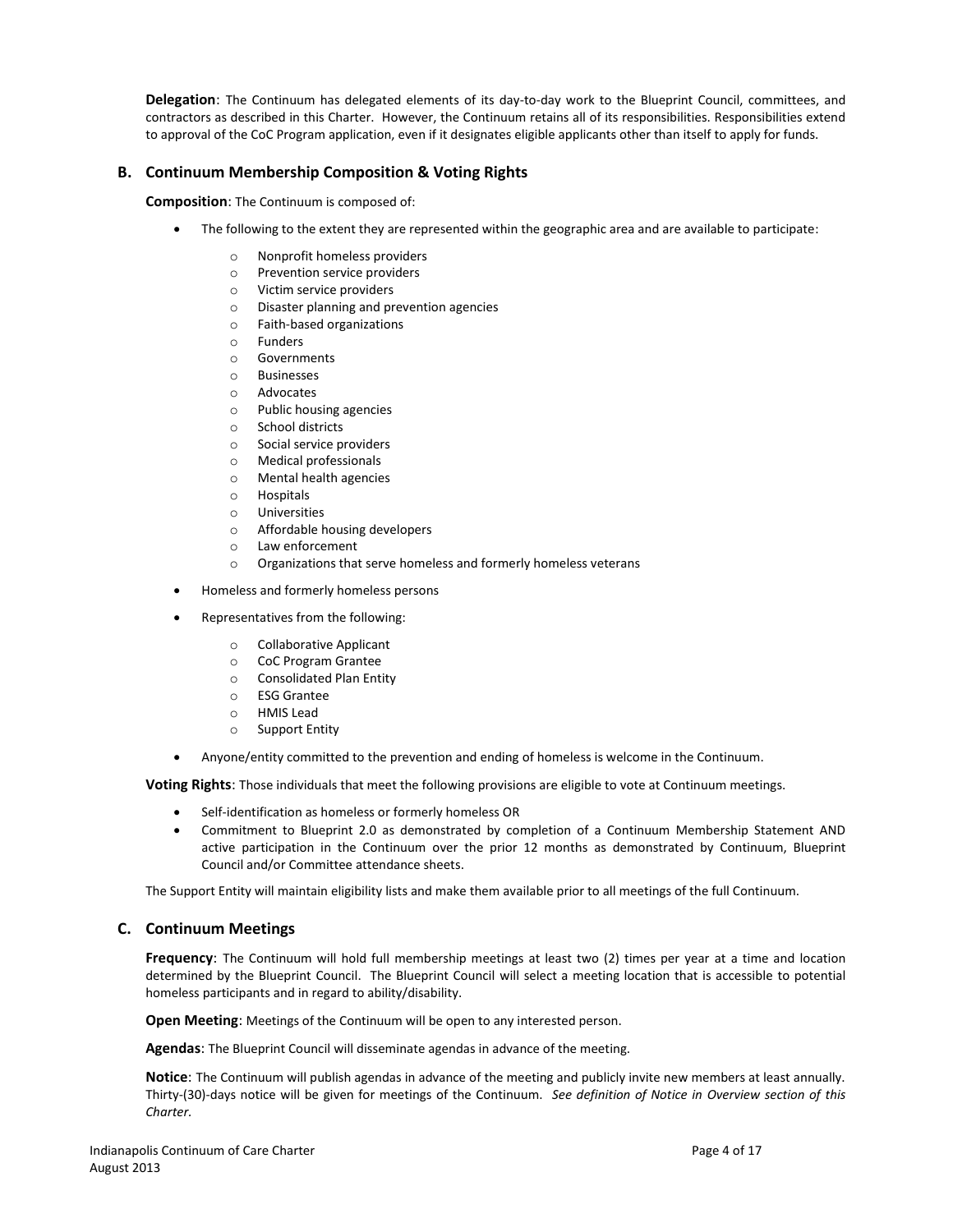**Delegation**: The Continuum has delegated elements of its day-to-day work to the Blueprint Council, committees, and contractors as described in this Charter. However, the Continuum retains all of its responsibilities. Responsibilities extend to approval of the CoC Program application, even if it designates eligible applicants other than itself to apply for funds.

## B. Continuum Membership Composition & Voting Rights

**Composition**: The Continuum is composed of:

- The following to the extent they are represented within the geographic area and are available to participate:
  - Nonprofit homeless providers
  - Prevention service providers
  - Victim service providers
  - Disaster planning and prevention agencies
  - Faith-based organizations
  - Funders
  - Governments
  - Businesses
  - Advocates
  - Public housing agencies
  - School districts
  - Social service providers
  - Medical professionals
  - Mental health agencies
  - Hospitals
  - Universities
  - Affordable housing developers
  - Law enforcement
  - Organizations that serve homeless and formerly homeless veterans
- Homeless and formerly homeless persons
- Representatives from the following:
  - Collaborative Applicant
  - CoC Program Grantee
  - Consolidated Plan Entity
  - ESG Grantee
  - HMIS Lead
  - Support Entity
- Anyone/entity committed to the prevention and ending of homeless is welcome in the Continuum.

**Voting Rights**: Those individuals that meet the following provisions are eligible to vote at Continuum meetings.

- Self-identification as homeless or formerly homeless OR
- Commitment to Blueprint 2.0 as demonstrated by completion of a Continuum Membership Statement AND active participation in the Continuum over the prior 12 months as demonstrated by Continuum, Blueprint Council and/or Committee attendance sheets.

The Support Entity will maintain eligibility lists and make them available prior to all meetings of the full Continuum.

## C. Continuum Meetings

**Frequency**: The Continuum will hold full membership meetings at least two (2) times per year at a time and location determined by the Blueprint Council. The Blueprint Council will select a meeting location that is accessible to potential homeless participants and in regard to ability/disability.

**Open Meeting**: Meetings of the Continuum will be open to any interested person.

**Agendas**: The Blueprint Council will disseminate agendas in advance of the meeting.

**Notice**: The Continuum will publish agendas in advance of the meeting and publicly invite new members at least annually. Thirty-(30)-days notice will be given for meetings of the Continuum. *See definition of Notice in Overview section of this Charter.*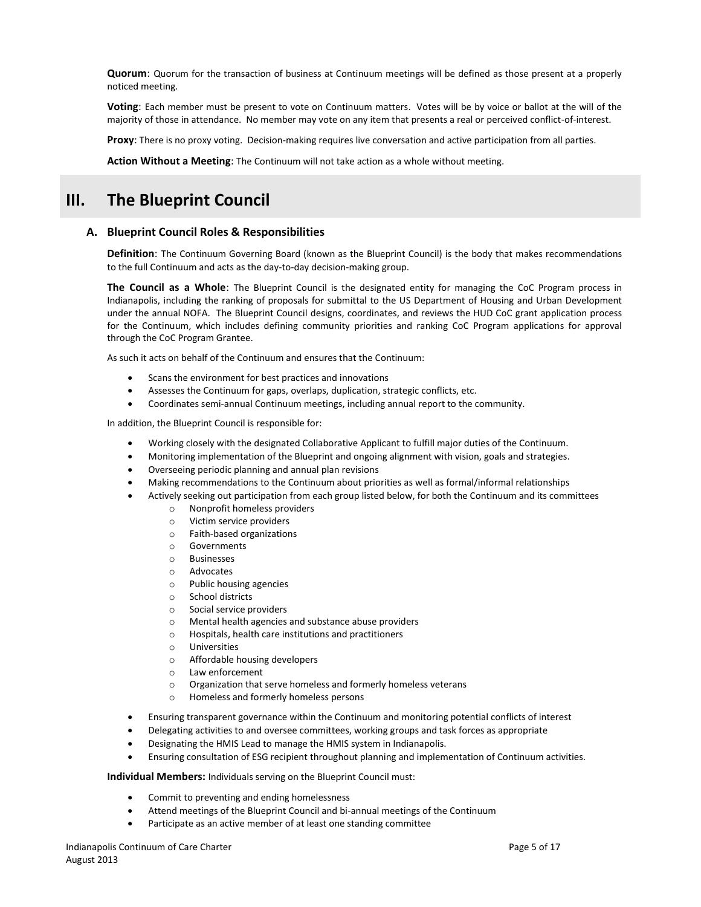**Quorum**: Quorum for the transaction of business at Continuum meetings will be defined as those present at a properly noticed meeting.

**Voting**: Each member must be present to vote on Continuum matters. Votes will be by voice or ballot at the will of the majority of those in attendance. No member may vote on any item that presents a real or perceived conflict-of-interest.

**Proxy**: There is no proxy voting. Decision-making requires live conversation and active participation from all parties.

**Action Without a Meeting**: The Continuum will not take action as a whole without meeting.

# III. The Blueprint Council

## A. Blueprint Council Roles & Responsibilities

**Definition**: The Continuum Governing Board (known as the Blueprint Council) is the body that makes recommendations to the full Continuum and acts as the day-to-day decision-making group.

**The Council as a Whole**: The Blueprint Council is the designated entity for managing the CoC Program process in Indianapolis, including the ranking of proposals for submittal to the US Department of Housing and Urban Development under the annual NOFA. The Blueprint Council designs, coordinates, and reviews the HUD CoC grant application process for the Continuum, which includes defining community priorities and ranking CoC Program applications for approval through the CoC Program Grantee.

As such it acts on behalf of the Continuum and ensures that the Continuum:

- Scans the environment for best practices and innovations
- Assesses the Continuum for gaps, overlaps, duplication, strategic conflicts, etc.
- Coordinates semi-annual Continuum meetings, including annual report to the community.

In addition, the Blueprint Council is responsible for:

- Working closely with the designated Collaborative Applicant to fulfill major duties of the Continuum.
- Monitoring implementation of the Blueprint and ongoing alignment with vision, goals and strategies.
- Overseeing periodic planning and annual plan revisions
- Making recommendations to the Continuum about priorities as well as formal/informal relationships
- Actively seeking out participation from each group listed below, for both the Continuum and its committees
  - Nonprofit homeless providers
  - Victim service providers
  - Faith-based organizations
  - Governments
  - Businesses
  - Advocates
  - Public housing agencies
  - School districts
  - Social service providers
  - Mental health agencies and substance abuse providers
  - Hospitals, health care institutions and practitioners
  - Universities
  - Affordable housing developers
  - Law enforcement
  - Organization that serve homeless and formerly homeless veterans
  - Homeless and formerly homeless persons
- Ensuring transparent governance within the Continuum and monitoring potential conflicts of interest
- Delegating activities to and oversee committees, working groups and task forces as appropriate
- Designating the HMIS Lead to manage the HMIS system in Indianapolis.
- Ensuring consultation of ESG recipient throughout planning and implementation of Continuum activities.

**Individual Members:** Individuals serving on the Blueprint Council must:

- Commit to preventing and ending homelessness
- Attend meetings of the Blueprint Council and bi-annual meetings of the Continuum
- Participate as an active member of at least one standing committee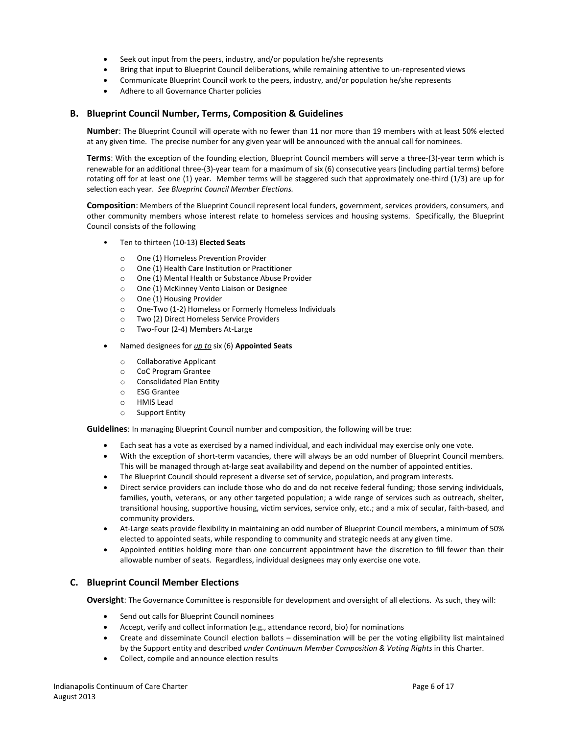- Seek out input from the peers, industry, and/or population he/she represents
- Bring that input to Blueprint Council deliberations, while remaining attentive to un-represented views
- Communicate Blueprint Council work to the peers, industry, and/or population he/she represents
- Adhere to all Governance Charter policies

## B. Blueprint Council Number, Terms, Composition & Guidelines

**Number**: The Blueprint Council will operate with no fewer than 11 nor more than 19 members with at least 50% elected at any given time. The precise number for any given year will be announced with the annual call for nominees.

**Terms**: With the exception of the founding election, Blueprint Council members will serve a three-(3)-year term which is renewable for an additional three-(3)-year team for a maximum of six (6) consecutive years (including partial terms) before rotating off for at least one (1) year. Member terms will be staggered such that approximately one-third (1/3) are up for selection each year. *See Blueprint Council Member Elections.*

**Composition**: Members of the Blueprint Council represent local funders, government, services providers, consumers, and other community members whose interest relate to homeless services and housing systems. Specifically, the Blueprint Council consists of the following

- Ten to thirteen (10-13) **Elected Seats**
  - One (1) Homeless Prevention Provider
  - One (1) Health Care Institution or Practitioner
  - One (1) Mental Health or Substance Abuse Provider
  - One (1) McKinney Vento Liaison or Designee
  - One (1) Housing Provider
  - One-Two (1-2) Homeless or Formerly Homeless Individuals
  - Two (2) Direct Homeless Service Providers
  - Two-Four (2-4) Members At-Large
- Named designees for ***up to*** six (6) **Appointed Seats**
  - Collaborative Applicant
  - CoC Program Grantee
  - Consolidated Plan Entity
  - ESG Grantee
  - HMIS Lead
  - Support Entity

**Guidelines**: In managing Blueprint Council number and composition, the following will be true:

- Each seat has a vote as exercised by a named individual, and each individual may exercise only one vote.
- With the exception of short-term vacancies, there will always be an odd number of Blueprint Council members. This will be managed through at-large seat availability and depend on the number of appointed entities.
- The Blueprint Council should represent a diverse set of service, population, and program interests.
- Direct service providers can include those who do and do not receive federal funding; those serving individuals, families, youth, veterans, or any other targeted population; a wide range of services such as outreach, shelter, transitional housing, supportive housing, victim services, service only, etc.; and a mix of secular, faith-based, and community providers.
- At-Large seats provide flexibility in maintaining an odd number of Blueprint Council members, a minimum of 50% elected to appointed seats, while responding to community and strategic needs at any given time.
- Appointed entities holding more than one concurrent appointment have the discretion to fill fewer than their allowable number of seats. Regardless, individual designees may only exercise one vote.

## C. Blueprint Council Member Elections

**Oversight**: The Governance Committee is responsible for development and oversight of all elections. As such, they will:

- Send out calls for Blueprint Council nominees
- Accept, verify and collect information (e.g., attendance record, bio) for nominations
- Create and disseminate Council election ballots – dissemination will be per the voting eligibility list maintained by the Support entity and described *under Continuum Member Composition & Voting Rights* in this Charter.
- Collect, compile and announce election results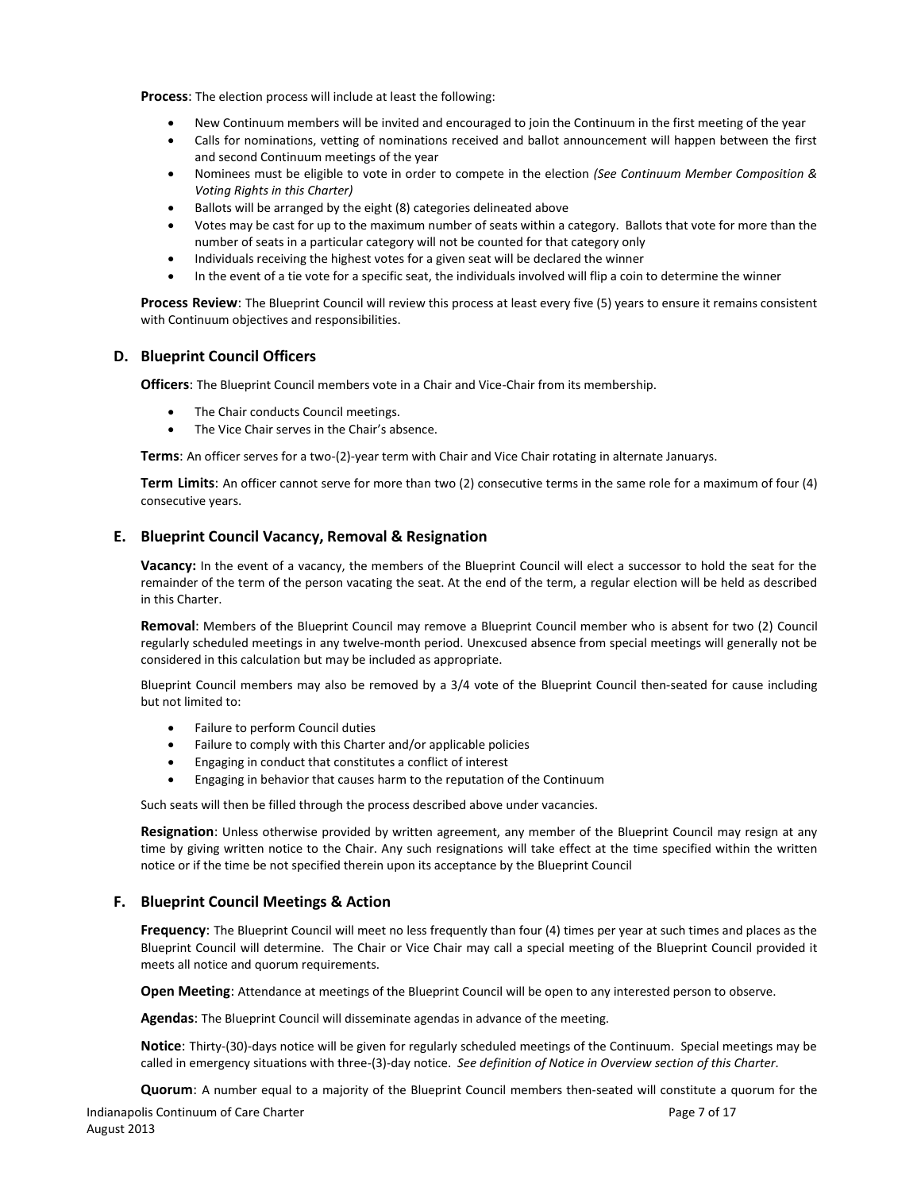**Process**: The election process will include at least the following:

- New Continuum members will be invited and encouraged to join the Continuum in the first meeting of the year
- Calls for nominations, vetting of nominations received and ballot announcement will happen between the first and second Continuum meetings of the year
- Nominees must be eligible to vote in order to compete in the election *(See Continuum Member Composition & Voting Rights in this Charter)*
- Ballots will be arranged by the eight (8) categories delineated above
- Votes may be cast for up to the maximum number of seats within a category. Ballots that vote for more than the number of seats in a particular category will not be counted for that category only
- Individuals receiving the highest votes for a given seat will be declared the winner
- In the event of a tie vote for a specific seat, the individuals involved will flip a coin to determine the winner

**Process Review**: The Blueprint Council will review this process at least every five (5) years to ensure it remains consistent with Continuum objectives and responsibilities.

## D. Blueprint Council Officers

**Officers**: The Blueprint Council members vote in a Chair and Vice-Chair from its membership.

- The Chair conducts Council meetings.
- The Vice Chair serves in the Chair's absence.

**Terms**: An officer serves for a two-(2)-year term with Chair and Vice Chair rotating in alternate Januarys.

**Term Limits**: An officer cannot serve for more than two (2) consecutive terms in the same role for a maximum of four (4) consecutive years.

## E. Blueprint Council Vacancy, Removal & Resignation

**Vacancy:** In the event of a vacancy, the members of the Blueprint Council will elect a successor to hold the seat for the remainder of the term of the person vacating the seat. At the end of the term, a regular election will be held as described in this Charter.

**Removal**: Members of the Blueprint Council may remove a Blueprint Council member who is absent for two (2) Council regularly scheduled meetings in any twelve-month period. Unexcused absence from special meetings will generally not be considered in this calculation but may be included as appropriate.

Blueprint Council members may also be removed by a 3/4 vote of the Blueprint Council then-seated for cause including but not limited to:

- Failure to perform Council duties
- Failure to comply with this Charter and/or applicable policies
- Engaging in conduct that constitutes a conflict of interest
- Engaging in behavior that causes harm to the reputation of the Continuum

Such seats will then be filled through the process described above under vacancies.

**Resignation**: Unless otherwise provided by written agreement, any member of the Blueprint Council may resign at any time by giving written notice to the Chair. Any such resignations will take effect at the time specified within the written notice or if the time be not specified therein upon its acceptance by the Blueprint Council

## F. Blueprint Council Meetings & Action

**Frequency**: The Blueprint Council will meet no less frequently than four (4) times per year at such times and places as the Blueprint Council will determine. The Chair or Vice Chair may call a special meeting of the Blueprint Council provided it meets all notice and quorum requirements.

**Open Meeting**: Attendance at meetings of the Blueprint Council will be open to any interested person to observe.

**Agendas**: The Blueprint Council will disseminate agendas in advance of the meeting.

**Notice**: Thirty-(30)-days notice will be given for regularly scheduled meetings of the Continuum. Special meetings may be called in emergency situations with three-(3)-day notice. *See definition of Notice in Overview section of this Charter.*

**Quorum**: A number equal to a majority of the Blueprint Council members then-seated will constitute a quorum for the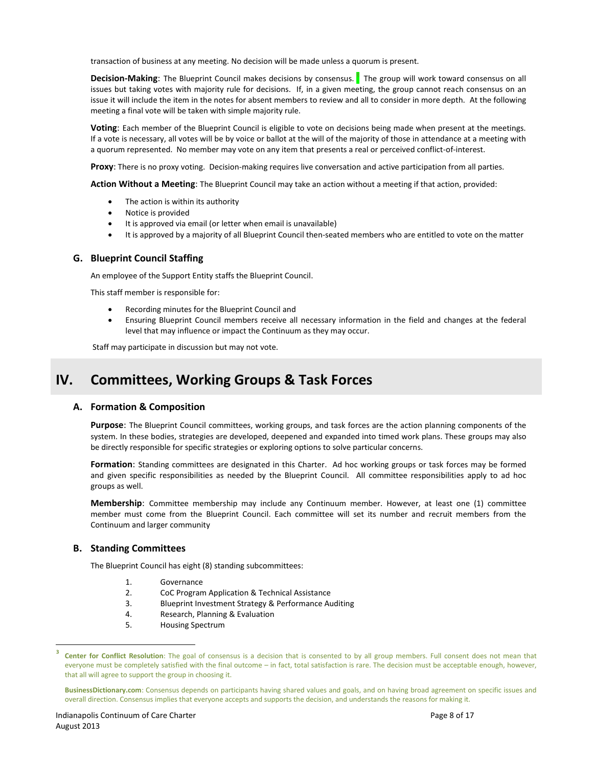transaction of business at any meeting. No decision will be made unless a quorum is present.

**Decision-Making**: The Blueprint Council makes decisions by consensus.[3] The group will work toward consensus on all issues but taking votes with majority rule for decisions. If, in a given meeting, the group cannot reach consensus on an issue it will include the item in the notes for absent members to review and all to consider in more depth. At the following meeting a final vote will be taken with simple majority rule.

**Voting**: Each member of the Blueprint Council is eligible to vote on decisions being made when present at the meetings. If a vote is necessary, all votes will be by voice or ballot at the will of the majority of those in attendance at a meeting with a quorum represented. No member may vote on any item that presents a real or perceived conflict-of-interest.

**Proxy**: There is no proxy voting. Decision-making requires live conversation and active participation from all parties.

**Action Without a Meeting**: The Blueprint Council may take an action without a meeting if that action, provided:

- The action is within its authority
- Notice is provided
- It is approved via email (or letter when email is unavailable)
- It is approved by a majority of all Blueprint Council then-seated members who are entitled to vote on the matter

### G. Blueprint Council Staffing

An employee of the Support Entity staffs the Blueprint Council.

This staff member is responsible for:

- Recording minutes for the Blueprint Council and
- Ensuring Blueprint Council members receive all necessary information in the field and changes at the federal level that may influence or impact the Continuum as they may occur.

Staff may participate in discussion but may not vote.

## IV. Committees, Working Groups & Task Forces

### A. Formation & Composition

**Purpose**: The Blueprint Council committees, working groups, and task forces are the action planning components of the system. In these bodies, strategies are developed, deepened and expanded into timed work plans. These groups may also be directly responsible for specific strategies or exploring options to solve particular concerns.

**Formation**: Standing committees are designated in this Charter. Ad hoc working groups or task forces may be formed and given specific responsibilities as needed by the Blueprint Council. All committee responsibilities apply to ad hoc groups as well.

**Membership**: Committee membership may include any Continuum member. However, at least one (1) committee member must come from the Blueprint Council. Each committee will set its number and recruit members from the Continuum and larger community

### B. Standing Committees

The Blueprint Council has eight (8) standing subcommittees:

1. Governance
2. CoC Program Application & Technical Assistance
3. Blueprint Investment Strategy & Performance Auditing
4. Research, Planning & Evaluation
5. Housing Spectrum

---

[3] **Center for Conflict Resolution**: The goal of consensus is a decision that is consented to by all group members. Full consent does not mean that everyone must be completely satisfied with the final outcome – in fact, total satisfaction is rare. The decision must be acceptable enough, however, that all will agree to support the group in choosing it.

**BusinessDictionary.com**: Consensus depends on participants having shared values and goals, and on having broad agreement on specific issues and overall direction. Consensus implies that everyone accepts and supports the decision, and understands the reasons for making it.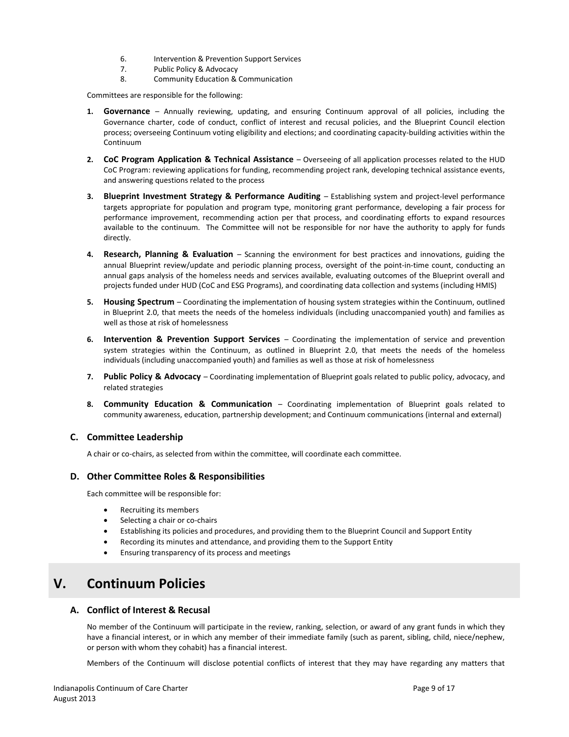6. Intervention & Prevention Support Services
7. Public Policy & Advocacy
8. Community Education & Communication

Committees are responsible for the following:

1. **Governance** – Annually reviewing, updating, and ensuring Continuum approval of all policies, including the Governance charter, code of conduct, conflict of interest and recusal policies, and the Blueprint Council election process; overseeing Continuum voting eligibility and elections; and coordinating capacity-building activities within the Continuum
2. **CoC Program Application & Technical Assistance** – Overseeing of all application processes related to the HUD CoC Program: reviewing applications for funding, recommending project rank, developing technical assistance events, and answering questions related to the process
3. **Blueprint Investment Strategy & Performance Auditing** – Establishing system and project-level performance targets appropriate for population and program type, monitoring grant performance, developing a fair process for performance improvement, recommending action per that process, and coordinating efforts to expand resources available to the continuum. The Committee will not be responsible for nor have the authority to apply for funds directly.
4. **Research, Planning & Evaluation** – Scanning the environment for best practices and innovations, guiding the annual Blueprint review/update and periodic planning process, oversight of the point-in-time count, conducting an annual gaps analysis of the homeless needs and services available, evaluating outcomes of the Blueprint overall and projects funded under HUD (CoC and ESG Programs), and coordinating data collection and systems (including HMIS)
5. **Housing Spectrum** – Coordinating the implementation of housing system strategies within the Continuum, outlined in Blueprint 2.0, that meets the needs of the homeless individuals (including unaccompanied youth) and families as well as those at risk of homelessness
6. **Intervention & Prevention Support Services** – Coordinating the implementation of service and prevention system strategies within the Continuum, as outlined in Blueprint 2.0, that meets the needs of the homeless individuals (including unaccompanied youth) and families as well as those at risk of homelessness
7. **Public Policy & Advocacy** – Coordinating implementation of Blueprint goals related to public policy, advocacy, and related strategies
8. **Community Education & Communication** – Coordinating implementation of Blueprint goals related to community awareness, education, partnership development; and Continuum communications (internal and external)

### C. Committee Leadership

A chair or co-chairs, as selected from within the committee, will coordinate each committee.

### D. Other Committee Roles & Responsibilities

Each committee will be responsible for:

- Recruiting its members
- Selecting a chair or co-chairs
- Establishing its policies and procedures, and providing them to the Blueprint Council and Support Entity
- Recording its minutes and attendance, and providing them to the Support Entity
- Ensuring transparency of its process and meetings

## V. Continuum Policies

### A. Conflict of Interest & Recusal

No member of the Continuum will participate in the review, ranking, selection, or award of any grant funds in which they have a financial interest, or in which any member of their immediate family (such as parent, sibling, child, niece/nephew, or person with whom they cohabit) has a financial interest.

Members of the Continuum will disclose potential conflicts of interest that they may have regarding any matters that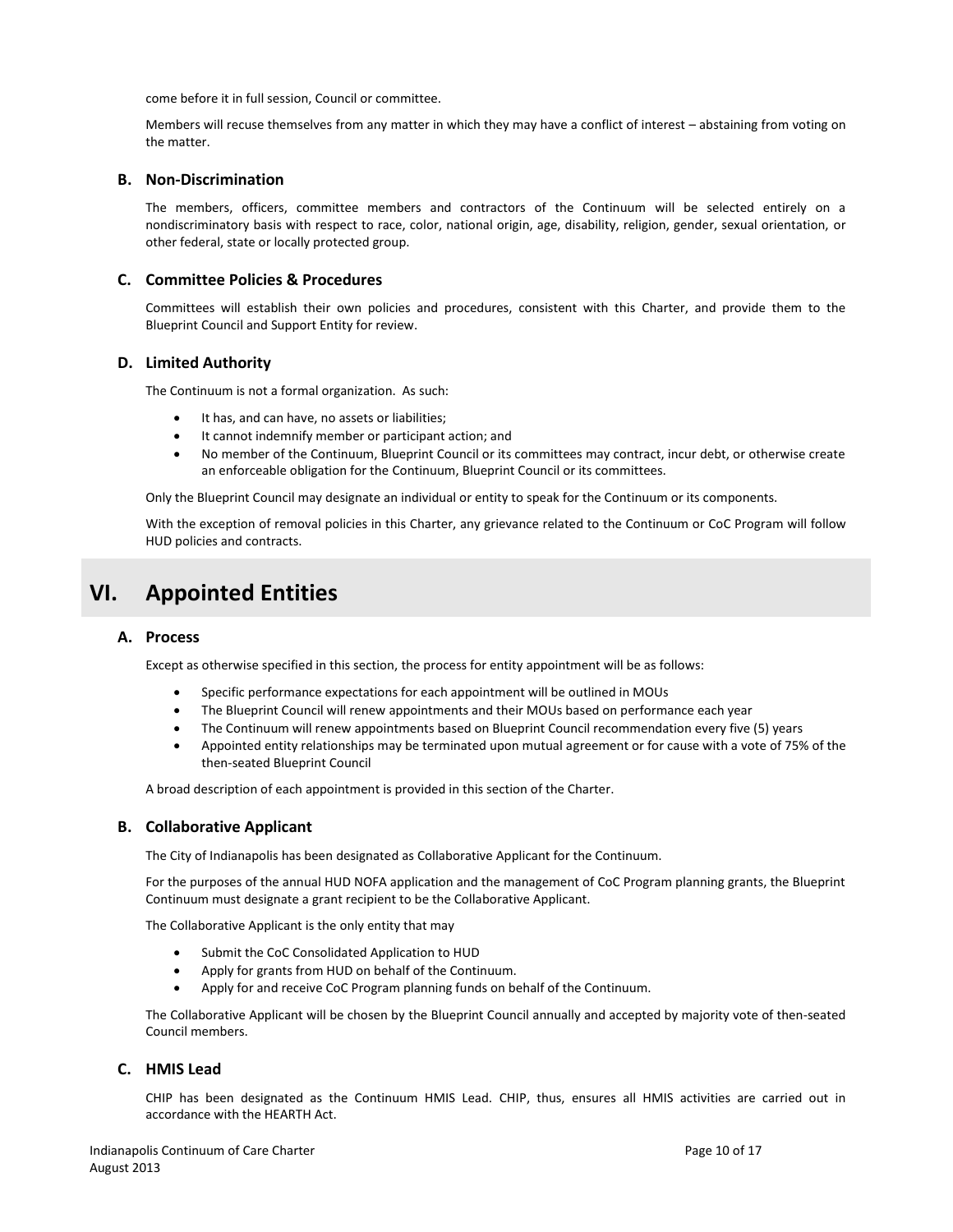come before it in full session, Council or committee.

Members will recuse themselves from any matter in which they may have a conflict of interest – abstaining from voting on the matter.

### B. Non-Discrimination

The members, officers, committee members and contractors of the Continuum will be selected entirely on a nondiscriminatory basis with respect to race, color, national origin, age, disability, religion, gender, sexual orientation, or other federal, state or locally protected group.

### C. Committee Policies & Procedures

Committees will establish their own policies and procedures, consistent with this Charter, and provide them to the Blueprint Council and Support Entity for review.

### D. Limited Authority

The Continuum is not a formal organization. As such:

- It has, and can have, no assets or liabilities;
- It cannot indemnify member or participant action; and
- No member of the Continuum, Blueprint Council or its committees may contract, incur debt, or otherwise create an enforceable obligation for the Continuum, Blueprint Council or its committees.

Only the Blueprint Council may designate an individual or entity to speak for the Continuum or its components.

With the exception of removal policies in this Charter, any grievance related to the Continuum or CoC Program will follow HUD policies and contracts.

## VI. Appointed Entities

### A. Process

Except as otherwise specified in this section, the process for entity appointment will be as follows:

- Specific performance expectations for each appointment will be outlined in MOUs
- The Blueprint Council will renew appointments and their MOUs based on performance each year
- The Continuum will renew appointments based on Blueprint Council recommendation every five (5) years
- Appointed entity relationships may be terminated upon mutual agreement or for cause with a vote of 75% of the then-seated Blueprint Council

A broad description of each appointment is provided in this section of the Charter.

### B. Collaborative Applicant

The City of Indianapolis has been designated as Collaborative Applicant for the Continuum.

For the purposes of the annual HUD NOFA application and the management of CoC Program planning grants, the Blueprint Continuum must designate a grant recipient to be the Collaborative Applicant.

The Collaborative Applicant is the only entity that may

- Submit the CoC Consolidated Application to HUD
- Apply for grants from HUD on behalf of the Continuum.
- Apply for and receive CoC Program planning funds on behalf of the Continuum.

The Collaborative Applicant will be chosen by the Blueprint Council annually and accepted by majority vote of then-seated Council members.

### C. HMIS Lead

CHIP has been designated as the Continuum HMIS Lead. CHIP, thus, ensures all HMIS activities are carried out in accordance with the HEARTH Act.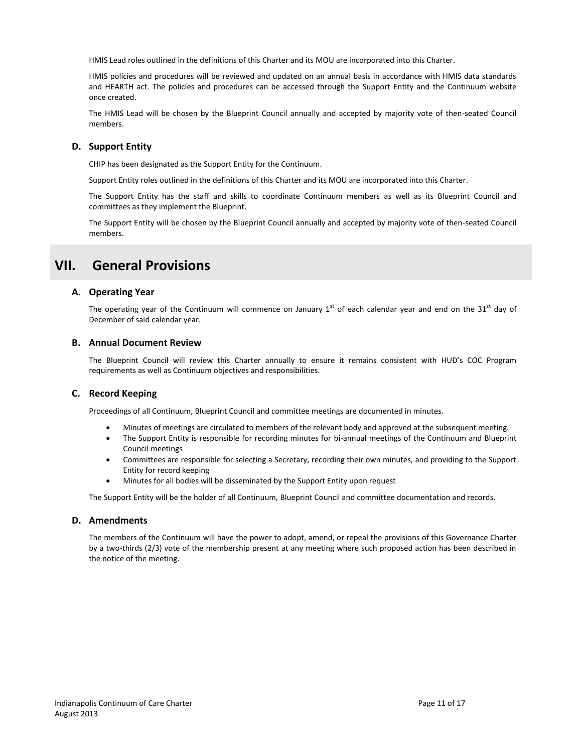HMIS Lead roles outlined in the definitions of this Charter and its MOU are incorporated into this Charter.

HMIS policies and procedures will be reviewed and updated on an annual basis in accordance with HMIS data standards and HEARTH act. The policies and procedures can be accessed through the Support Entity and the Continuum website once created.

The HMIS Lead will be chosen by the Blueprint Council annually and accepted by majority vote of then-seated Council members.

### D. Support Entity

CHIP has been designated as the Support Entity for the Continuum.

Support Entity roles outlined in the definitions of this Charter and its MOU are incorporated into this Charter.

The Support Entity has the staff and skills to coordinate Continuum members as well as its Blueprint Council and committees as they implement the Blueprint.

The Support Entity will be chosen by the Blueprint Council annually and accepted by majority vote of then-seated Council members.

## VII. General Provisions

### A. Operating Year

The operating year of the Continuum will commence on January 1st of each calendar year and end on the 31st day of December of said calendar year.

### B. Annual Document Review

The Blueprint Council will review this Charter annually to ensure it remains consistent with HUD's COC Program requirements as well as Continuum objectives and responsibilities.

### C. Record Keeping

Proceedings of all Continuum, Blueprint Council and committee meetings are documented in minutes.

- Minutes of meetings are circulated to members of the relevant body and approved at the subsequent meeting.
- The Support Entity is responsible for recording minutes for bi-annual meetings of the Continuum and Blueprint Council meetings
- Committees are responsible for selecting a Secretary, recording their own minutes, and providing to the Support Entity for record keeping
- Minutes for all bodies will be disseminated by the Support Entity upon request

The Support Entity will be the holder of all Continuum, Blueprint Council and committee documentation and records.

### D. Amendments

The members of the Continuum will have the power to adopt, amend, or repeal the provisions of this Governance Charter by a two-thirds (2/3) vote of the membership present at any meeting where such proposed action has been described in the notice of the meeting.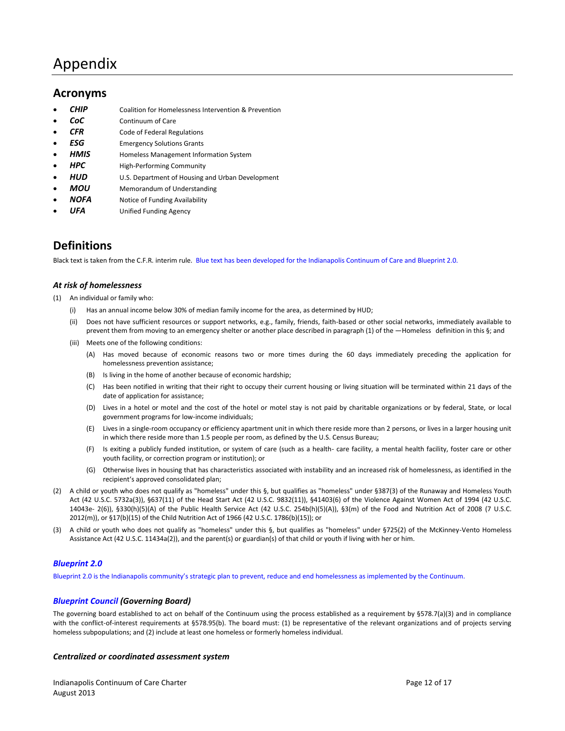# Appendix

## Acronyms

- ***CHIP*** Coalition for Homelessness Intervention & Prevention
- ***CoC*** Continuum of Care
- ***CFR*** Code of Federal Regulations
- ***ESG*** Emergency Solutions Grants
- ***HMIS*** Homeless Management Information System
- ***HPC*** High-Performing Community
- ***HUD*** U.S. Department of Housing and Urban Development
- ***MOU*** Memorandum of Understanding
- ***NOFA*** Notice of Funding Availability
- ***UFA*** Unified Funding Agency

## Definitions

Black text is taken from the C.F.R. interim rule. Blue text has been developed for the Indianapolis Continuum of Care and Blueprint 2.0.

### *At risk of homelessness*

(1) An individual or family who:

  (i) Has an annual income below 30% of median family income for the area, as determined by HUD;

  (ii) Does not have sufficient resources or support networks, e.g., family, friends, faith-based or other social networks, immediately available to prevent them from moving to an emergency shelter or another place described in paragraph (1) of the —Homeless definition in this §; and

  (iii) Meets one of the following conditions:

    (A) Has moved because of economic reasons two or more times during the 60 days immediately preceding the application for homelessness prevention assistance;

    (B) Is living in the home of another because of economic hardship;

    (C) Has been notified in writing that their right to occupy their current housing or living situation will be terminated within 21 days of the date of application for assistance;

    (D) Lives in a hotel or motel and the cost of the hotel or motel stay is not paid by charitable organizations or by federal, State, or local government programs for low-income individuals;

    (E) Lives in a single-room occupancy or efficiency apartment unit in which there reside more than 2 persons, or lives in a larger housing unit in which there reside more than 1.5 people per room, as defined by the U.S. Census Bureau;

    (F) Is exiting a publicly funded institution, or system of care (such as a health- care facility, a mental health facility, foster care or other youth facility, or correction program or institution); or

    (G) Otherwise lives in housing that has characteristics associated with instability and an increased risk of homelessness, as identified in the recipient's approved consolidated plan;

(2) A child or youth who does not qualify as "homeless" under this §, but qualifies as "homeless" under §387(3) of the Runaway and Homeless Youth Act (42 U.S.C. 5732a(3)), §637(11) of the Head Start Act (42 U.S.C. 9832(11)), §41403(6) of the Violence Against Women Act of 1994 (42 U.S.C. 14043e- 2(6)), §330(h)(5)(A) of the Public Health Service Act (42 U.S.C. 254b(h)(5)(A)), §3(m) of the Food and Nutrition Act of 2008 (7 U.S.C. 2012(m)), or §17(b)(15) of the Child Nutrition Act of 1966 (42 U.S.C. 1786(b)(15)); or

(3) A child or youth who does not qualify as "homeless" under this §, but qualifies as "homeless" under §725(2) of the McKinney-Vento Homeless Assistance Act (42 U.S.C. 11434a(2)), and the parent(s) or guardian(s) of that child or youth if living with her or him.

### *Blueprint 2.0*

Blueprint 2.0 is the Indianapolis community's strategic plan to prevent, reduce and end homelessness as implemented by the Continuum.

### *Blueprint Council (Governing Board)*

The governing board established to act on behalf of the Continuum using the process established as a requirement by §578.7(a)(3) and in compliance with the conflict-of-interest requirements at §578.95(b). The board must: (1) be representative of the relevant organizations and of projects serving homeless subpopulations; and (2) include at least one homeless or formerly homeless individual.

### *Centralized or coordinated assessment system*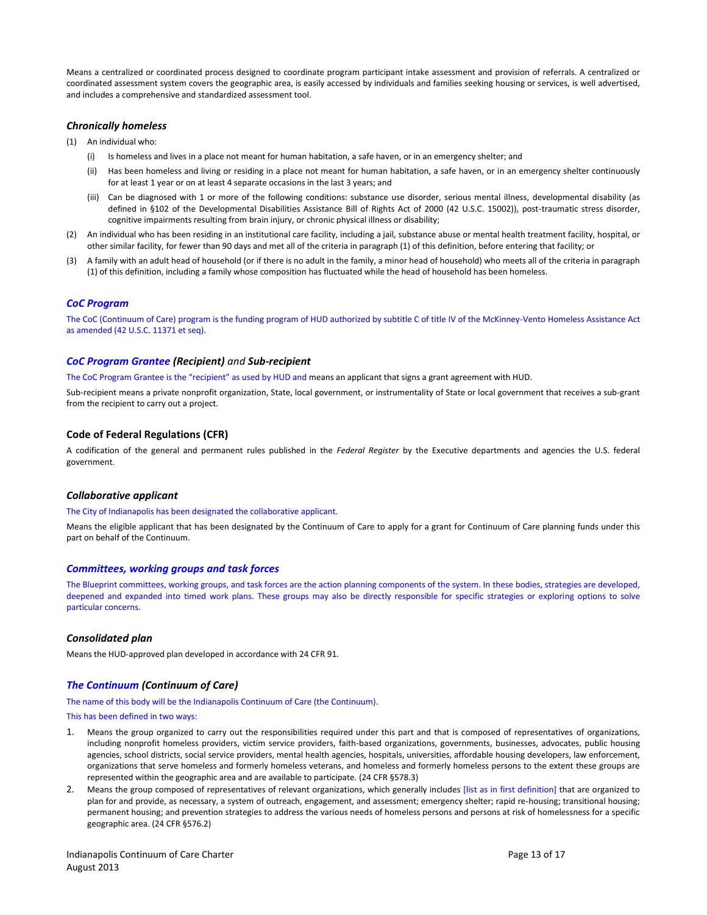Means a centralized or coordinated process designed to coordinate program participant intake assessment and provision of referrals. A centralized or coordinated assessment system covers the geographic area, is easily accessed by individuals and families seeking housing or services, is well advertised, and includes a comprehensive and standardized assessment tool.

### *Chronically homeless*

(1) An individual who:

  (i) Is homeless and lives in a place not meant for human habitation, a safe haven, or in an emergency shelter; and

  (ii) Has been homeless and living or residing in a place not meant for human habitation, a safe haven, or in an emergency shelter continuously for at least 1 year or on at least 4 separate occasions in the last 3 years; and

  (iii) Can be diagnosed with 1 or more of the following conditions: substance use disorder, serious mental illness, developmental disability (as defined in §102 of the Developmental Disabilities Assistance Bill of Rights Act of 2000 (42 U.S.C. 15002)), post-traumatic stress disorder, cognitive impairments resulting from brain injury, or chronic physical illness or disability;

(2) An individual who has been residing in an institutional care facility, including a jail, substance abuse or mental health treatment facility, hospital, or other similar facility, for fewer than 90 days and met all of the criteria in paragraph (1) of this definition, before entering that facility; or

(3) A family with an adult head of household (or if there is no adult in the family, a minor head of household) who meets all of the criteria in paragraph (1) of this definition, including a family whose composition has fluctuated while the head of household has been homeless.

### *CoC Program*

The CoC (Continuum of Care) program is the funding program of HUD authorized by subtitle C of title IV of the McKinney-Vento Homeless Assistance Act as amended (42 U.S.C. 11371 et seq).

### *CoC Program Grantee* ***(Recipient)*** *and* ***Sub-recipient***

The CoC Program Grantee is the "recipient" as used by HUD and means an applicant that signs a grant agreement with HUD.

Sub-recipient means a private nonprofit organization, State, local government, or instrumentality of State or local government that receives a sub-grant from the recipient to carry out a project.

### Code of Federal Regulations (CFR)

A codification of the general and permanent rules published in the *Federal Register* by the Executive departments and agencies the U.S. federal government.

### *Collaborative applicant*

The City of Indianapolis has been designated the collaborative applicant.

Means the eligible applicant that has been designated by the Continuum of Care to apply for a grant for Continuum of Care planning funds under this part on behalf of the Continuum.

### *Committees, working groups and task forces*

The Blueprint committees, working groups, and task forces are the action planning components of the system. In these bodies, strategies are developed, deepened and expanded into timed work plans. These groups may also be directly responsible for specific strategies or exploring options to solve particular concerns.

### *Consolidated plan*

Means the HUD-approved plan developed in accordance with 24 CFR 91.

### *The Continuum* ***(Continuum of Care)***

The name of this body will be the Indianapolis Continuum of Care (the Continuum).

This has been defined in two ways:

1. Means the group organized to carry out the responsibilities required under this part and that is composed of representatives of organizations, including nonprofit homeless providers, victim service providers, faith-based organizations, governments, businesses, advocates, public housing agencies, school districts, social service providers, mental health agencies, hospitals, universities, affordable housing developers, law enforcement, organizations that serve homeless and formerly homeless veterans, and homeless and formerly homeless persons to the extent these groups are represented within the geographic area and are available to participate. (24 CFR §578.3)
2. Means the group composed of representatives of relevant organizations, which generally includes [list as in first definition] that are organized to plan for and provide, as necessary, a system of outreach, engagement, and assessment; emergency shelter; rapid re-housing; transitional housing; permanent housing; and prevention strategies to address the various needs of homeless persons and persons at risk of homelessness for a specific geographic area. (24 CFR §576.2)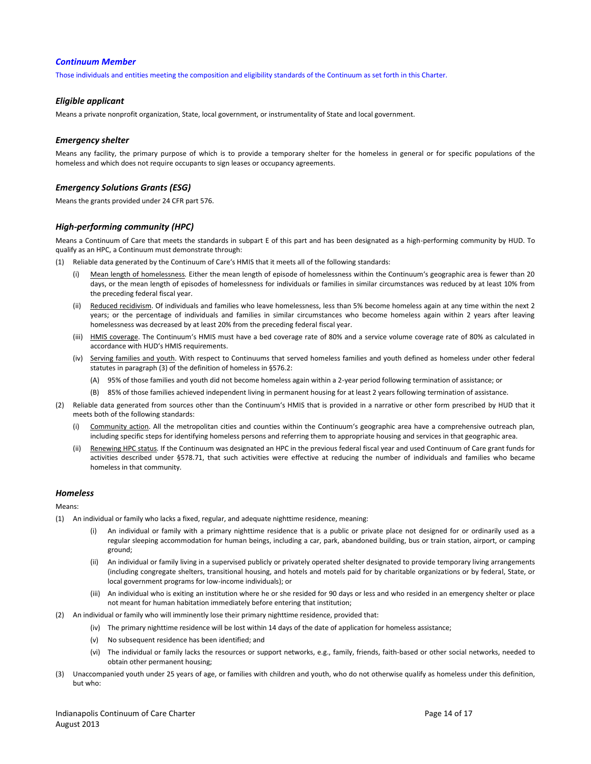### *Continuum Member*

Those individuals and entities meeting the composition and eligibility standards of the Continuum as set forth in this Charter.

### *Eligible applicant*

Means a private nonprofit organization, State, local government, or instrumentality of State and local government.

### *Emergency shelter*

Means any facility, the primary purpose of which is to provide a temporary shelter for the homeless in general or for specific populations of the homeless and which does not require occupants to sign leases or occupancy agreements.

### *Emergency Solutions Grants (ESG)*

Means the grants provided under 24 CFR part 576.

### *High-performing community (HPC)*

Means a Continuum of Care that meets the standards in subpart E of this part and has been designated as a high-performing community by HUD. To qualify as an HPC, a Continuum must demonstrate through:

(1) Reliable data generated by the Continuum of Care's HMIS that it meets all of the following standards:
   - (i) Mean length of homelessness. Either the mean length of episode of homelessness within the Continuum's geographic area is fewer than 20 days, or the mean length of episodes of homelessness for individuals or families in similar circumstances was reduced by at least 10% from the preceding federal fiscal year.
   - (ii) Reduced recidivism. Of individuals and families who leave homelessness, less than 5% become homeless again at any time within the next 2 years; or the percentage of individuals and families in similar circumstances who become homeless again within 2 years after leaving homelessness was decreased by at least 20% from the preceding federal fiscal year.
   - (iii) HMIS coverage. The Continuum's HMIS must have a bed coverage rate of 80% and a service volume coverage rate of 80% as calculated in accordance with HUD's HMIS requirements.
   - (iv) Serving families and youth. With respect to Continuums that served homeless families and youth defined as homeless under other federal statutes in paragraph (3) of the definition of homeless in §576.2:
     - (A) 95% of those families and youth did not become homeless again within a 2-year period following termination of assistance; or
     - (B) 85% of those families achieved independent living in permanent housing for at least 2 years following termination of assistance.

(2) Reliable data generated from sources other than the Continuum's HMIS that is provided in a narrative or other form prescribed by HUD that it meets both of the following standards:
   - (i) Community action. All the metropolitan cities and counties within the Continuum's geographic area have a comprehensive outreach plan, including specific steps for identifying homeless persons and referring them to appropriate housing and services in that geographic area.
   - (ii) Renewing HPC status. If the Continuum was designated an HPC in the previous federal fiscal year and used Continuum of Care grant funds for activities described under §578.71, that such activities were effective at reducing the number of individuals and families who became homeless in that community.

### *Homeless*

Means:

(1) An individual or family who lacks a fixed, regular, and adequate nighttime residence, meaning:
   - (i) An individual or family with a primary nighttime residence that is a public or private place not designed for or ordinarily used as a regular sleeping accommodation for human beings, including a car, park, abandoned building, bus or train station, airport, or camping ground;
   - (ii) An individual or family living in a supervised publicly or privately operated shelter designated to provide temporary living arrangements (including congregate shelters, transitional housing, and hotels and motels paid for by charitable organizations or by federal, State, or local government programs for low-income individuals); or
   - (iii) An individual who is exiting an institution where he or she resided for 90 days or less and who resided in an emergency shelter or place not meant for human habitation immediately before entering that institution;

(2) An individual or family who will imminently lose their primary nighttime residence, provided that:
   - (iv) The primary nighttime residence will be lost within 14 days of the date of application for homeless assistance;
   - (v) No subsequent residence has been identified; and
   - (vi) The individual or family lacks the resources or support networks, e.g., family, friends, faith-based or other social networks, needed to obtain other permanent housing;

(3) Unaccompanied youth under 25 years of age, or families with children and youth, who do not otherwise qualify as homeless under this definition, but who: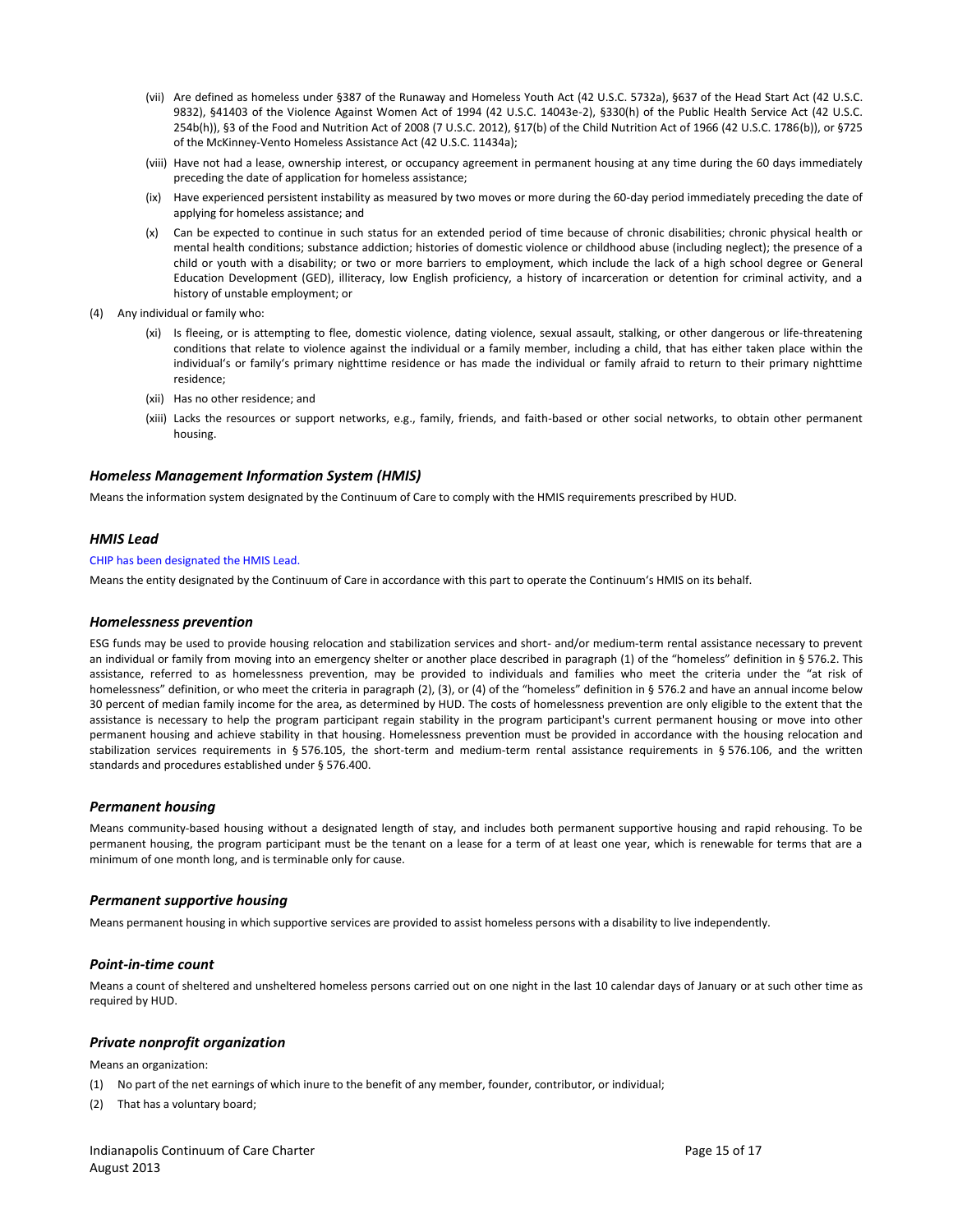(vii) Are defined as homeless under §387 of the Runaway and Homeless Youth Act (42 U.S.C. 5732a), §637 of the Head Start Act (42 U.S.C. 9832), §41403 of the Violence Against Women Act of 1994 (42 U.S.C. 14043e-2), §330(h) of the Public Health Service Act (42 U.S.C. 254b(h)), §3 of the Food and Nutrition Act of 2008 (7 U.S.C. 2012), §17(b) of the Child Nutrition Act of 1966 (42 U.S.C. 1786(b)), or §725 of the McKinney-Vento Homeless Assistance Act (42 U.S.C. 11434a);

(viii) Have not had a lease, ownership interest, or occupancy agreement in permanent housing at any time during the 60 days immediately preceding the date of application for homeless assistance;

(ix) Have experienced persistent instability as measured by two moves or more during the 60-day period immediately preceding the date of applying for homeless assistance; and

(x) Can be expected to continue in such status for an extended period of time because of chronic disabilities; chronic physical health or mental health conditions; substance addiction; histories of domestic violence or childhood abuse (including neglect); the presence of a child or youth with a disability; or two or more barriers to employment, which include the lack of a high school degree or General Education Development (GED), illiteracy, low English proficiency, a history of incarceration or detention for criminal activity, and a history of unstable employment; or

(4) Any individual or family who:

(xi) Is fleeing, or is attempting to flee, domestic violence, dating violence, sexual assault, stalking, or other dangerous or life-threatening conditions that relate to violence against the individual or a family member, including a child, that has either taken place within the individual's or family's primary nighttime residence or has made the individual or family afraid to return to their primary nighttime residence;

(xii) Has no other residence; and

(xiii) Lacks the resources or support networks, e.g., family, friends, and faith-based or other social networks, to obtain other permanent housing.

### *Homeless Management Information System (HMIS)*

Means the information system designated by the Continuum of Care to comply with the HMIS requirements prescribed by HUD.

### *HMIS Lead*

CHIP has been designated the HMIS Lead.

Means the entity designated by the Continuum of Care in accordance with this part to operate the Continuum's HMIS on its behalf.

### *Homelessness prevention*

ESG funds may be used to provide housing relocation and stabilization services and short- and/or medium-term rental assistance necessary to prevent an individual or family from moving into an emergency shelter or another place described in paragraph (1) of the "homeless" definition in § 576.2. This assistance, referred to as homelessness prevention, may be provided to individuals and families who meet the criteria under the "at risk of homelessness" definition, or who meet the criteria in paragraph (2), (3), or (4) of the "homeless" definition in § 576.2 and have an annual income below 30 percent of median family income for the area, as determined by HUD. The costs of homelessness prevention are only eligible to the extent that the assistance is necessary to help the program participant regain stability in the program participant's current permanent housing or move into other permanent housing and achieve stability in that housing. Homelessness prevention must be provided in accordance with the housing relocation and stabilization services requirements in § 576.105, the short-term and medium-term rental assistance requirements in § 576.106, and the written standards and procedures established under § 576.400.

### *Permanent housing*

Means community-based housing without a designated length of stay, and includes both permanent supportive housing and rapid rehousing. To be permanent housing, the program participant must be the tenant on a lease for a term of at least one year, which is renewable for terms that are a minimum of one month long, and is terminable only for cause.

### *Permanent supportive housing*

Means permanent housing in which supportive services are provided to assist homeless persons with a disability to live independently.

### *Point-in-time count*

Means a count of sheltered and unsheltered homeless persons carried out on one night in the last 10 calendar days of January or at such other time as required by HUD.

### *Private nonprofit organization*

Means an organization:

(1) No part of the net earnings of which inure to the benefit of any member, founder, contributor, or individual;

(2) That has a voluntary board;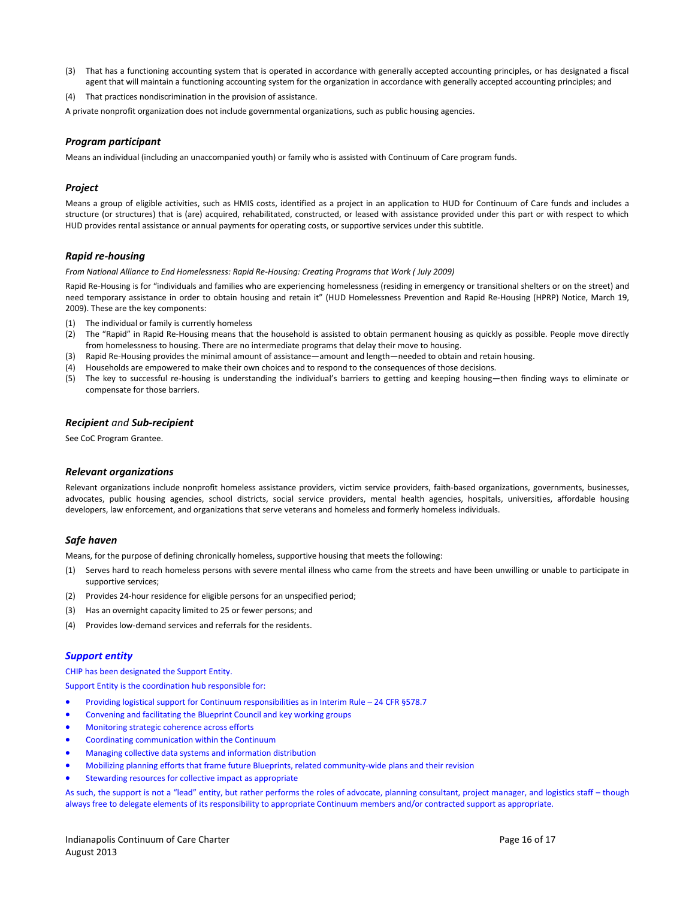(3) That has a functioning accounting system that is operated in accordance with generally accepted accounting principles, or has designated a fiscal agent that will maintain a functioning accounting system for the organization in accordance with generally accepted accounting principles; and

(4) That practices nondiscrimination in the provision of assistance.

A private nonprofit organization does not include governmental organizations, such as public housing agencies.

### *Program participant*

Means an individual (including an unaccompanied youth) or family who is assisted with Continuum of Care program funds.

### *Project*

Means a group of eligible activities, such as HMIS costs, identified as a project in an application to HUD for Continuum of Care funds and includes a structure (or structures) that is (are) acquired, rehabilitated, constructed, or leased with assistance provided under this part or with respect to which HUD provides rental assistance or annual payments for operating costs, or supportive services under this subtitle.

### *Rapid re-housing*

*From National Alliance to End Homelessness: Rapid Re-Housing: Creating Programs that Work ( July 2009)*

Rapid Re-Housing is for "individuals and families who are experiencing homelessness (residing in emergency or transitional shelters or on the street) and need temporary assistance in order to obtain housing and retain it" (HUD Homelessness Prevention and Rapid Re-Housing (HPRP) Notice, March 19, 2009). These are the key components:

(1) The individual or family is currently homeless
(2) The "Rapid" in Rapid Re-Housing means that the household is assisted to obtain permanent housing as quickly as possible. People move directly from homelessness to housing. There are no intermediate programs that delay their move to housing.
(3) Rapid Re-Housing provides the minimal amount of assistance—amount and length—needed to obtain and retain housing.
(4) Households are empowered to make their own choices and to respond to the consequences of those decisions.
(5) The key to successful re-housing is understanding the individual's barriers to getting and keeping housing—then finding ways to eliminate or compensate for those barriers.

### ***Recipient*** *and* ***Sub-recipient***

See CoC Program Grantee.

### *Relevant organizations*

Relevant organizations include nonprofit homeless assistance providers, victim service providers, faith-based organizations, governments, businesses, advocates, public housing agencies, school districts, social service providers, mental health agencies, hospitals, universities, affordable housing developers, law enforcement, and organizations that serve veterans and homeless and formerly homeless individuals.

### *Safe haven*

Means, for the purpose of defining chronically homeless, supportive housing that meets the following:

(1) Serves hard to reach homeless persons with severe mental illness who came from the streets and have been unwilling or unable to participate in supportive services;

(2) Provides 24-hour residence for eligible persons for an unspecified period;

(3) Has an overnight capacity limited to 25 or fewer persons; and

(4) Provides low-demand services and referrals for the residents.

### *Support entity*

CHIP has been designated the Support Entity.

Support Entity is the coordination hub responsible for:

- Providing logistical support for Continuum responsibilities as in Interim Rule – 24 CFR §578.7
- Convening and facilitating the Blueprint Council and key working groups
- Monitoring strategic coherence across efforts
- Coordinating communication within the Continuum
- Managing collective data systems and information distribution
- Mobilizing planning efforts that frame future Blueprints, related community-wide plans and their revision
- Stewarding resources for collective impact as appropriate

As such, the support is not a "lead" entity, but rather performs the roles of advocate, planning consultant, project manager, and logistics staff – though always free to delegate elements of its responsibility to appropriate Continuum members and/or contracted support as appropriate.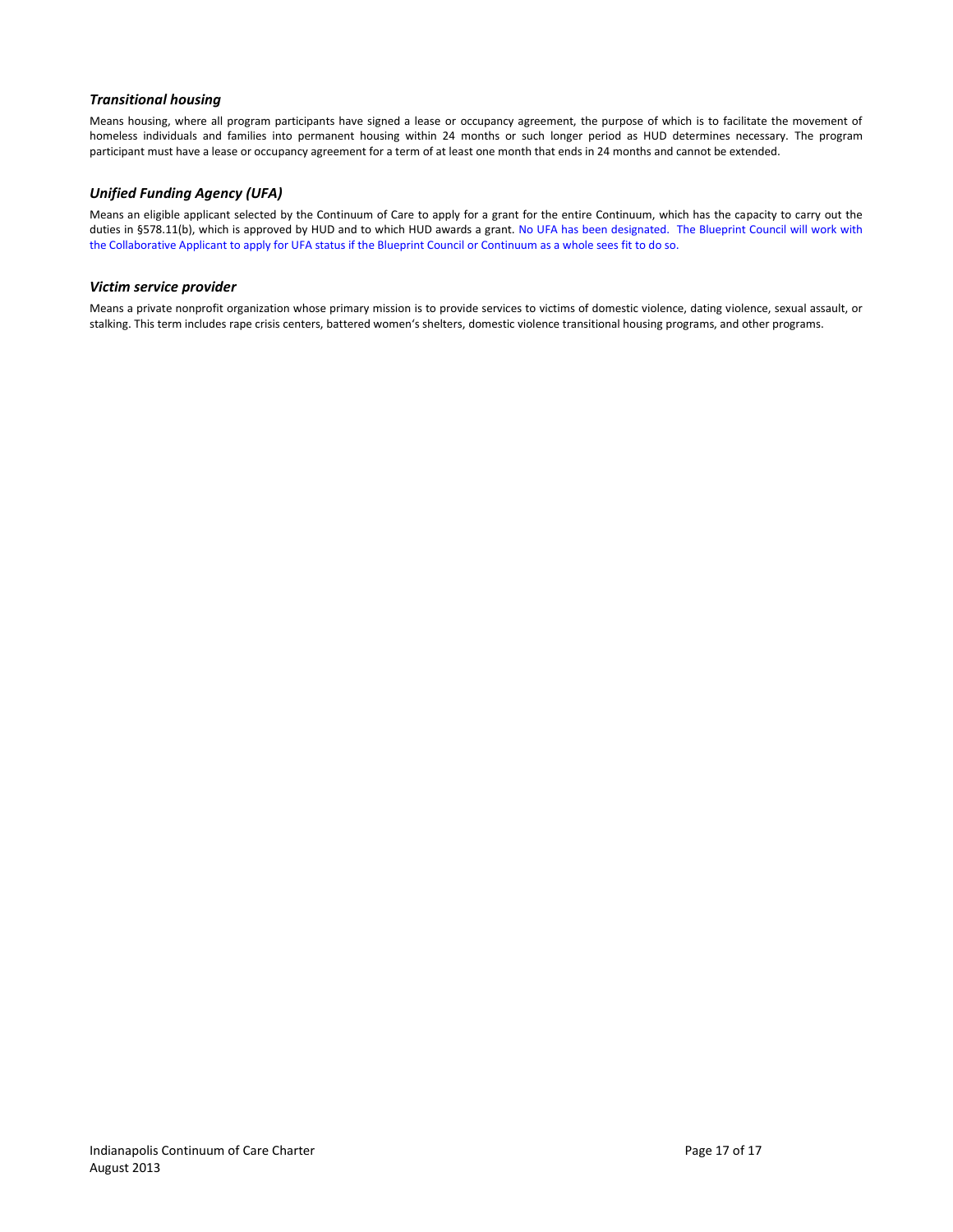### *Transitional housing*

Means housing, where all program participants have signed a lease or occupancy agreement, the purpose of which is to facilitate the movement of homeless individuals and families into permanent housing within 24 months or such longer period as HUD determines necessary. The program participant must have a lease or occupancy agreement for a term of at least one month that ends in 24 months and cannot be extended.

### *Unified Funding Agency (UFA)*

Means an eligible applicant selected by the Continuum of Care to apply for a grant for the entire Continuum, which has the capacity to carry out the duties in §578.11(b), which is approved by HUD and to which HUD awards a grant. No UFA has been designated. The Blueprint Council will work with the Collaborative Applicant to apply for UFA status if the Blueprint Council or Continuum as a whole sees fit to do so.

### *Victim service provider*

Means a private nonprofit organization whose primary mission is to provide services to victims of domestic violence, dating violence, sexual assault, or stalking. This term includes rape crisis centers, battered women's shelters, domestic violence transitional housing programs, and other programs.